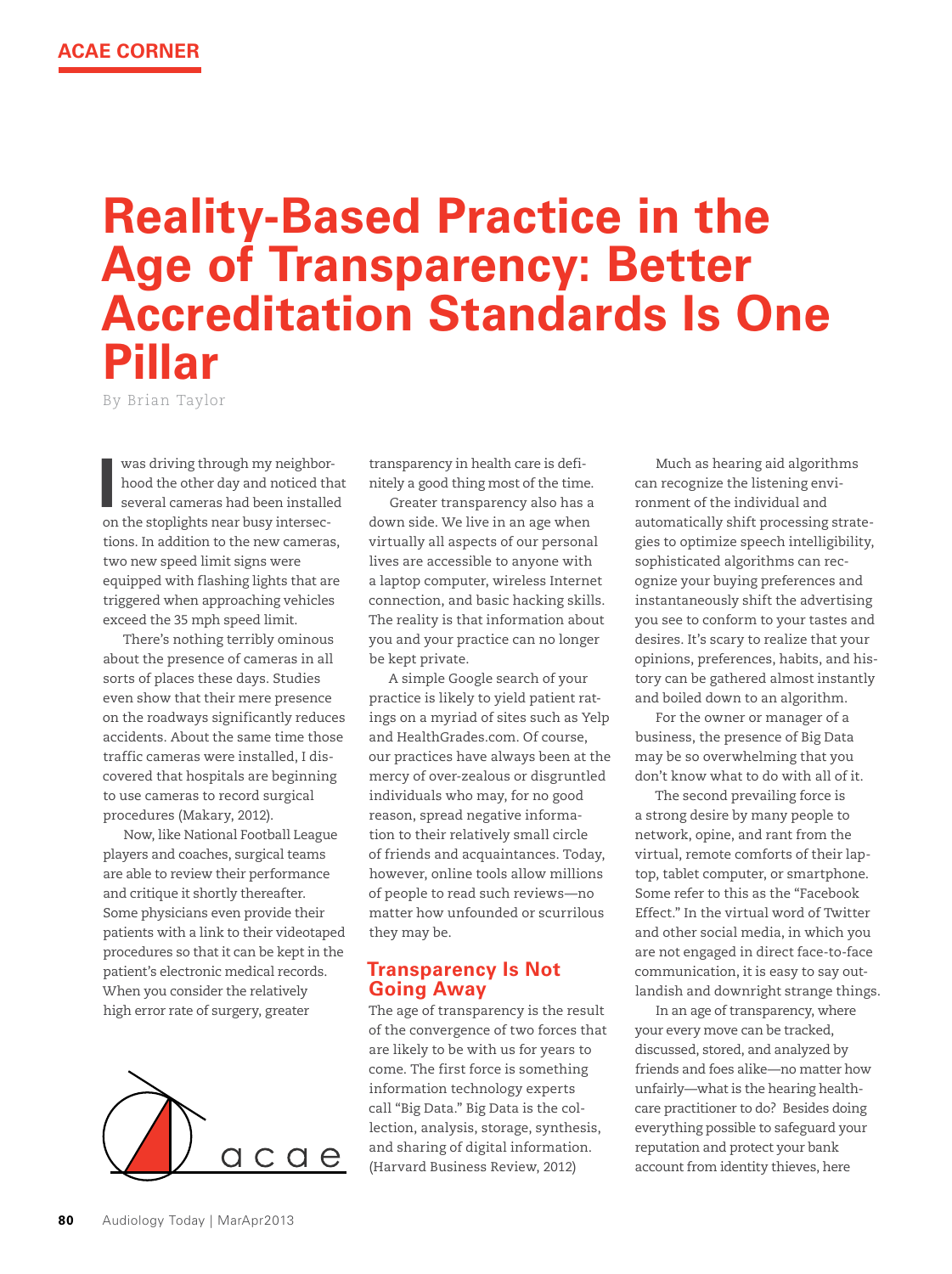ACAE CORNER

# Reality-Based Practice in the Age of Transparency: Better Accreditation Standards Is One Pillar

By Brian Taylor

I was driving through my neighborhood the other day and noticed that several cameras had been installed on the stoplights near busy intersections. In addition to the new cameras, two new speed limit signs were equipped with flashing lights that are triggered when approaching vehicles exceed the 35 mph speed limit.

There's nothing terribly ominous about the presence of cameras in all sorts of places these days. Studies even show that their mere presence on the roadways significantly reduces accidents. About the same time those traffic cameras were installed, I discovered that hospitals are beginning to use cameras to record surgical procedures (Makary, 2012).

Now, like National Football League players and coaches, surgical teams are able to review their performance and critique it shortly thereafter. Some physicians even provide their patients with a link to their videotaped procedures so that it can be kept in the patient's electronic medical records. When you consider the relatively high error rate of surgery, greater transparency in health care is definitely a good thing most of the time.

Greater transparency also has a down side. We live in an age when virtually all aspects of our personal lives are accessible to anyone with a laptop computer, wireless Internet connection, and basic hacking skills. The reality is that information about you and your practice can no longer be kept private.

A simple Google search of your practice is likely to yield patient ratings on a myriad of sites such as Yelp and HealthGrades.com. Of course, our practices have always been at the mercy of over-zealous or disgruntled individuals who may, for no good reason, spread negative information to their relatively small circle of friends and acquaintances. Today, however, online tools allow millions of people to read such reviews—no matter how unfounded or scurrilous they may be.

## Transparency Is Not Going Away

The age of transparency is the result of the convergence of two forces that are likely to be with us for years to come. The first force is something information technology experts call "Big Data." Big Data is the collection, analysis, storage, synthesis, and sharing of digital information. (Harvard Business Review, 2012)

Much as hearing aid algorithms can recognize the listening environment of the individual and automatically shift processing strategies to optimize speech intelligibility, sophisticated algorithms can recognize your buying preferences and instantaneously shift the advertising you see to conform to your tastes and desires. It's scary to realize that your opinions, preferences, habits, and history can be gathered almost instantly and boiled down to an algorithm.

For the owner or manager of a business, the presence of Big Data may be so overwhelming that you don't know what to do with all of it.

The second prevailing force is a strong desire by many people to network, opine, and rant from the virtual, remote comforts of their laptop, tablet computer, or smartphone. Some refer to this as the "Facebook Effect." In the virtual word of Twitter and other social media, in which you are not engaged in direct face-to-face communication, it is easy to say outlandish and downright strange things.

In an age of transparency, where your every move can be tracked, discussed, stored, and analyzed by friends and foes alike—no matter how unfairly—what is the hearing healthcare practitioner to do? Besides doing everything possible to safeguard your reputation and protect your bank account from identity thieves, here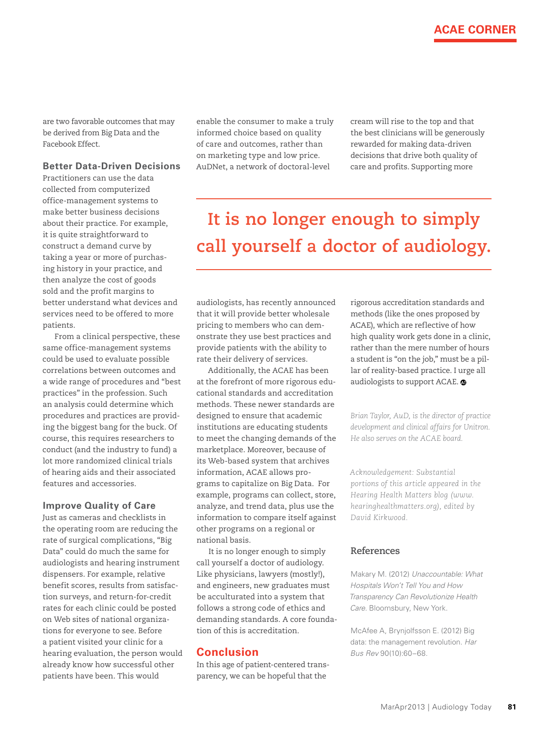are two favorable outcomes that may be derived from Big Data and the Facebook Effect.

### Better Data-Driven Decisions

Practitioners can use the data collected from computerized office-management systems to make better business decisions about their practice. For example, it is quite straightforward to construct a demand curve by taking a year or more of purchasing history in your practice, and then analyze the cost of goods sold and the profit margins to better understand what devices and services need to be offered to more patients.

From a clinical perspective, these same office-management systems could be used to evaluate possible correlations between outcomes and a wide range of procedures and "best practices" in the profession. Such an analysis could determine which procedures and practices are providing the biggest bang for the buck. Of course, this requires researchers to conduct (and the industry to fund) a lot more randomized clinical trials of hearing aids and their associated features and accessories.

### Improve Quality of Care

Just as cameras and checklists in the operating room are reducing the rate of surgical complications, "Big Data" could do much the same for audiologists and hearing instrument dispensers. For example, relative benefit scores, results from satisfaction surveys, and return-for-credit rates for each clinic could be posted on Web sites of national organizations for everyone to see. Before a patient visited your clinic for a hearing evaluation, the person would already know how successful other patients have been. This would enable the consumer to make a truly informed choice based on quality of care and outcomes, rather than on marketing type and low price. AuDNet, a network of doctoral-level audiologists, has recently announced that it will provide better wholesale pricing to members who can demonstrate they use best practices and provide patients with the ability to rate their delivery of services.

Additionally, the ACAE has been at the forefront of more rigorous educational standards and accreditation methods. These newer standards are designed to ensure that academic institutions are educating students to meet the changing demands of the marketplace. Moreover, because of its Web-based system that archives information, ACAE allows programs to capitalize on Big Data. For example, programs can collect, store, analyze, and trend data, plus use the information to compare itself against other programs on a regional or national basis.

It is no longer enough to simply call yourself a doctor of audiology. Like physicians, lawyers (mostly!), and engineers, new graduates must be acculturated into a system that follows a strong code of ethics and demanding standards. A core foundation of this is accreditation.

> **It is no longer enough to simply call yourself a doctor of audiology.**

## Conclusion

In this age of patient-centered transparency, we can be hopeful that the cream will rise to the top and that the best clinicians will be generously rewarded for making data-driven decisions that drive both quality of care and profits. Supporting more rigorous accreditation standards and methods (like the ones proposed by ACAE), which are reflective of how high quality work gets done in a clinic, rather than the mere number of hours a student is "on the job," must be a pillar of reality-based practice. I urge all audiologists to support ACAE.

*Brian Taylor, AuD, is the director of practice development and clinical affairs for Unitron. He also serves on the ACAE board.*

*Acknowledgement: Substantial portions of this article appeared in the Hearing Health Matters blog (www.hearinghealthmatters.org), edited by David Kirkwood.*

### References

Makary M. (2012) *Unaccountable: What Hospitals Won't Tell You and How Transparency Can Revolutionize Health Care.* Bloomsbury, New York.

McAfee A, Brynjolfsson E. (2012) Big data: the management revolution. *Har Bus Rev* 90(10):60–68.